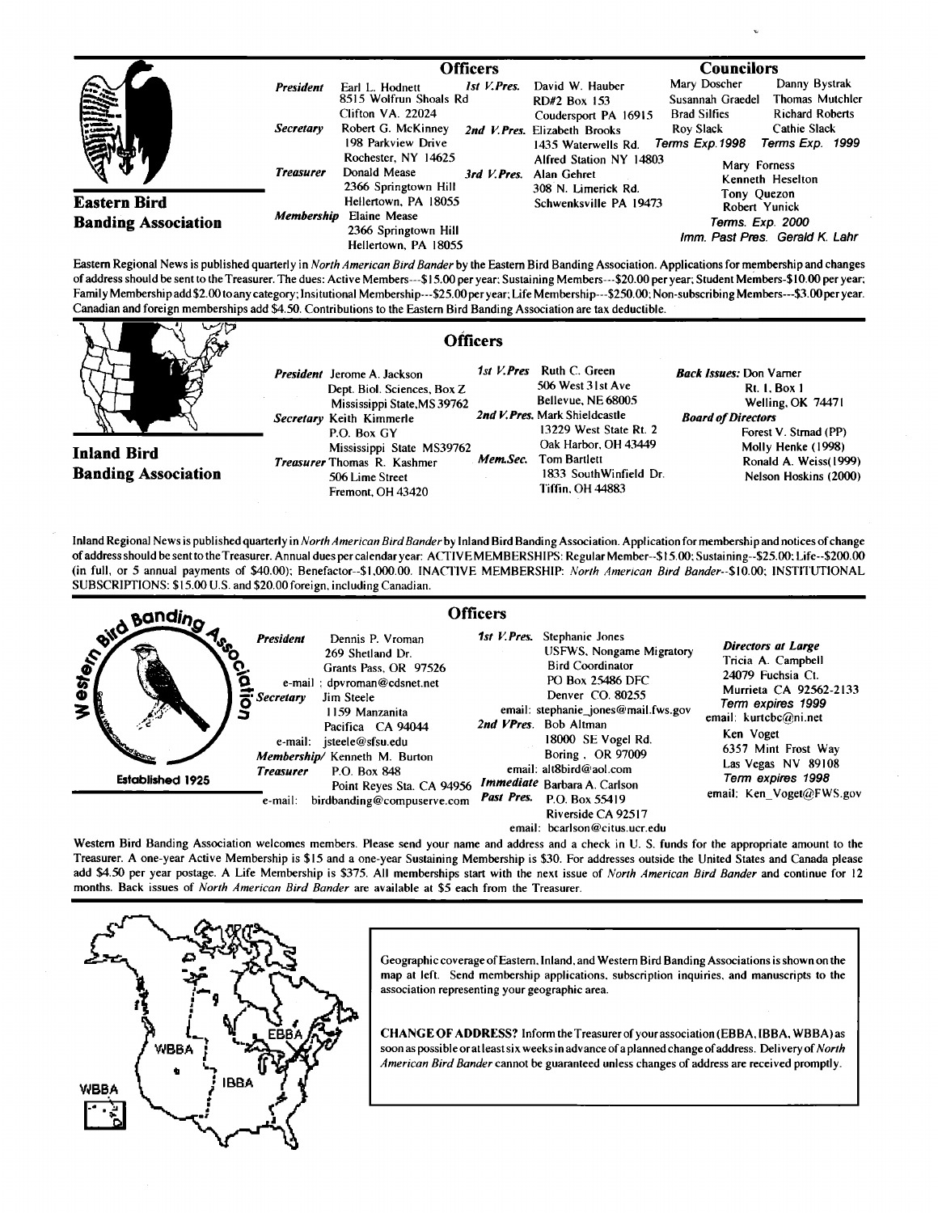## Eastern Bird Banding Association

### Officers

*President* Earl L. Hodnett
8515 Wolfrun Shoals Rd
Clifton VA. 22024

*Secretary* Robert G. McKinney
198 Parkview Drive
Rochester, NY 14625

*Treasurer* Donald Mease
2366 Springtown Hill
Hellertown, PA 18055

*Membership* Elaine Mease
2366 Springtown Hill
Hellertown, PA 18055

*1st V.Pres.* David W. Hauber
RD#2 Box 153
Coudersport PA 16915

*2nd V.Pres.* Elizabeth Brooks
1435 Waterwells Rd.
Alfred Station NY 14803

*3rd V.Pres.* Alan Gehret
308 N. Limerick Rd.
Schwenksville PA 19473

### Councilors

Mary Doscher, Susannah Graedel, Brad Silfies, Roy Slack — *Terms Exp. 1998*

Danny Bystrak, Thomas Mutchler, Richard Roberts, Cathie Slack — *Terms Exp. 1999*

Mary Forness, Kenneth Heselton, Tony Quezon, Robert Yunick — *Terms. Exp. 2000*

*Imm. Past Pres.* Gerald K. Lahr

Eastern Regional News is published quarterly in *North American Bird Bander* by the Eastern Bird Banding Association. Applications for membership and changes of address should be sent to the Treasurer. The dues: Active Members---$15.00 per year; Sustaining Members---$20.00 per year; Student Members-$10.00 per year; Family Membership add $2.00 to any category; Insitutional Membership---$25.00 per year; Life Membership---$250.00; Non-subscribing Members---$3.00 per year. Canadian and foreign memberships add $4.50. Contributions to the Eastern Bird Banding Association are tax deductible.

## Inland Bird Banding Association

### Officers

*President* Jerome A. Jackson
Dept. Biol. Sciences, Box Z
Mississippi State, MS 39762

*Secretary* Keith Kimmerle
P.O. Box GY
Mississippi State MS39762

*Treasurer* Thomas R. Kashmer
506 Lime Street
Fremont, OH 43420

*1st V.Pres* Ruth C. Green
506 West 31st Ave
Bellevue, NE 68005

*2nd V.Pres.* Mark Shieldcastle
13229 West State Rt. 2
Oak Harbor, OH 43449

*Mem.Sec.* Tom Bartlett
1833 SouthWinfield Dr.
Tiffin, OH 44883

*Back Issues:* Don Varner
Rt. 1, Box 1
Welling, OK 74471

*Board of Directors*
Forest V. Strnad (PP)
Molly Henke (1998)
Ronald A. Weiss(1999)
Nelson Hoskins (2000)

Inland Regional News is published quarterly in *North American Bird Bander* by Inland Bird Banding Association. Application for membership and notices of change of address should be sent to the Treasurer. Annual dues per calendar year: ACTIVE MEMBERSHIPS: Regular Member--$15.00; Sustaining--$25.00; Life--$200.00 (in full, or 5 annual payments of $40.00); Benefactor--$1,000.00. INACTIVE MEMBERSHIP: *North American Bird Bander*--$10.00; INSTITUTIONAL SUBSCRIPTIONS: $15.00 U.S. and $20.00 foreign, including Canadian.

## Western Bird Banding Association

Established 1925

### Officers

*President* Dennis P. Vroman
269 Shetland Dr.
Grants Pass, OR 97526
e-mail : dpvroman@cdsnet.net

*Secretary* Jim Steele
1159 Manzanita
Pacifica CA 94044
e-mail: jsteele@sfsu.edu

*Membership/ Treasurer* Kenneth M. Burton
P.O. Box 848
Point Reyes Sta. CA 94956
e-mail: birdbanding@compuserve.com

*1st V.Pres.* Stephanie Jones
USFWS, Nongame Migratory Bird Coordinator
PO Box 25486 DFC
Denver CO. 80255
email: stephanie_jones@mail.fws.gov

*2nd VPres.* Bob Altman
18000 SE Vogel Rd.
Boring , OR 97009
email: alt8bird@aol.com

*Immediate Past Pres.* Barbara A. Carlson
P.O. Box 55419
Riverside CA 92517
email: bcarlson@citus.ucr.edu

*Directors at Large*
Tricia A. Campbell
24079 Fuchsia Ct.
Murrieta CA 92562-2133
*Term expires 1999*
email: kurtcbc@ni.net

Ken Voget
6357 Mint Frost Way
Las Vegas NV 89108
*Term expires 1998*
email: Ken_Voget@FWS.gov

Western Bird Banding Association welcomes members. Please send your name and address and a check in U. S. funds for the appropriate amount to the Treasurer. A one-year Active Membership is $15 and a one-year Sustaining Membership is $30. For addresses outside the United States and Canada please add $4.50 per year postage. A Life Membership is $375. All memberships start with the next issue of *North American Bird Bander* and continue for 12 months. Back issues of *North American Bird Bander* are available at $5 each from the Treasurer.

Geographic coverage of Eastern, Inland, and Western Bird Banding Associations is shown on the map at left. Send membership applications, subscription inquiries, and manuscripts to the association representing your geographic area.

**CHANGE OF ADDRESS?** Inform the Treasurer of your association (EBBA, IBBA, WBBA) as soon as possible or at least six weeks in advance of a planned change of address. Delivery of *North American Bird Bander* cannot be guaranteed unless changes of address are received promptly.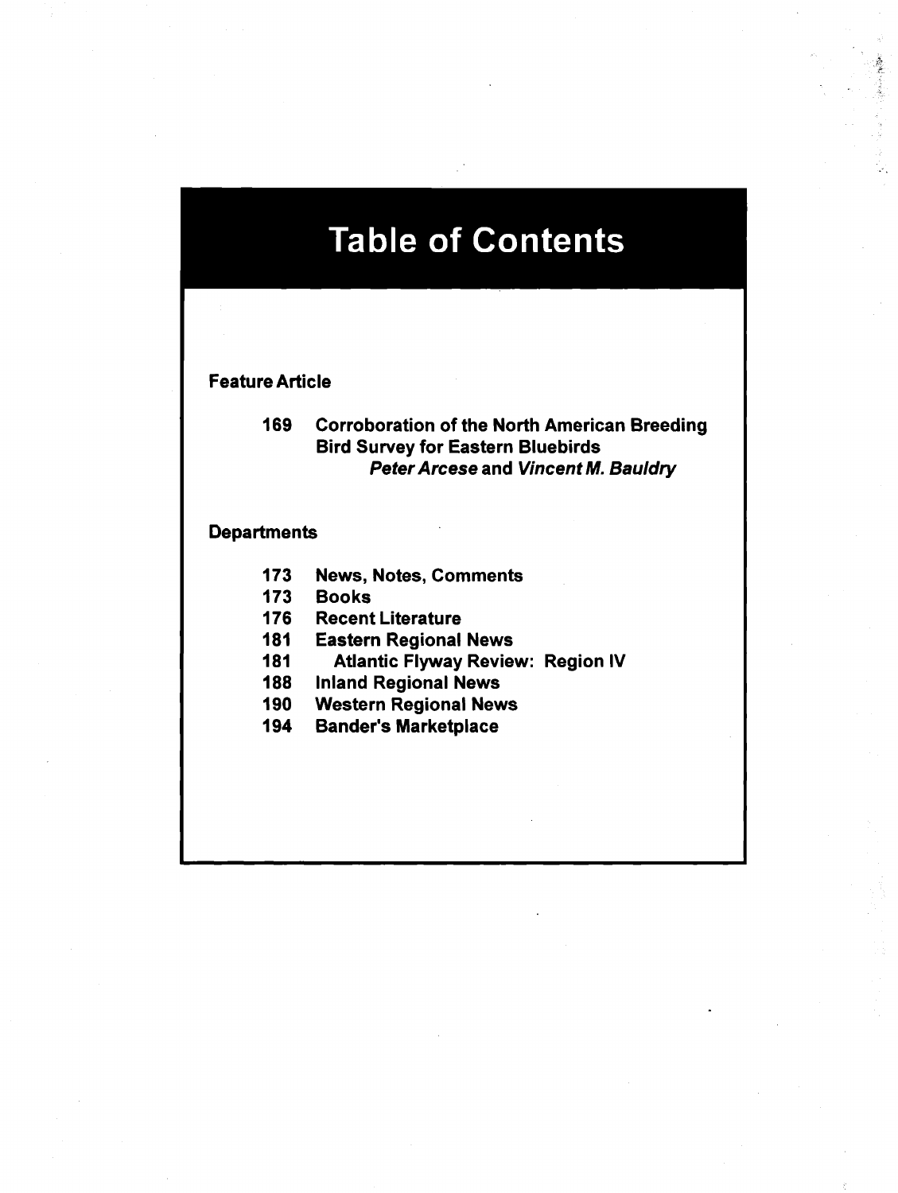# Table of Contents

**Feature Article**

169 **Corroboration of the North American Breeding Bird Survey for Eastern Bluebirds**
*Peter Arcese* and *Vincent M. Bauldry*

**Departments**

173 **News, Notes, Comments**
173 **Books**
176 **Recent Literature**
181 **Eastern Regional News**
181 **Atlantic Flyway Review: Region IV**
188 **Inland Regional News**
190 **Western Regional News**
194 **Bander's Marketplace**